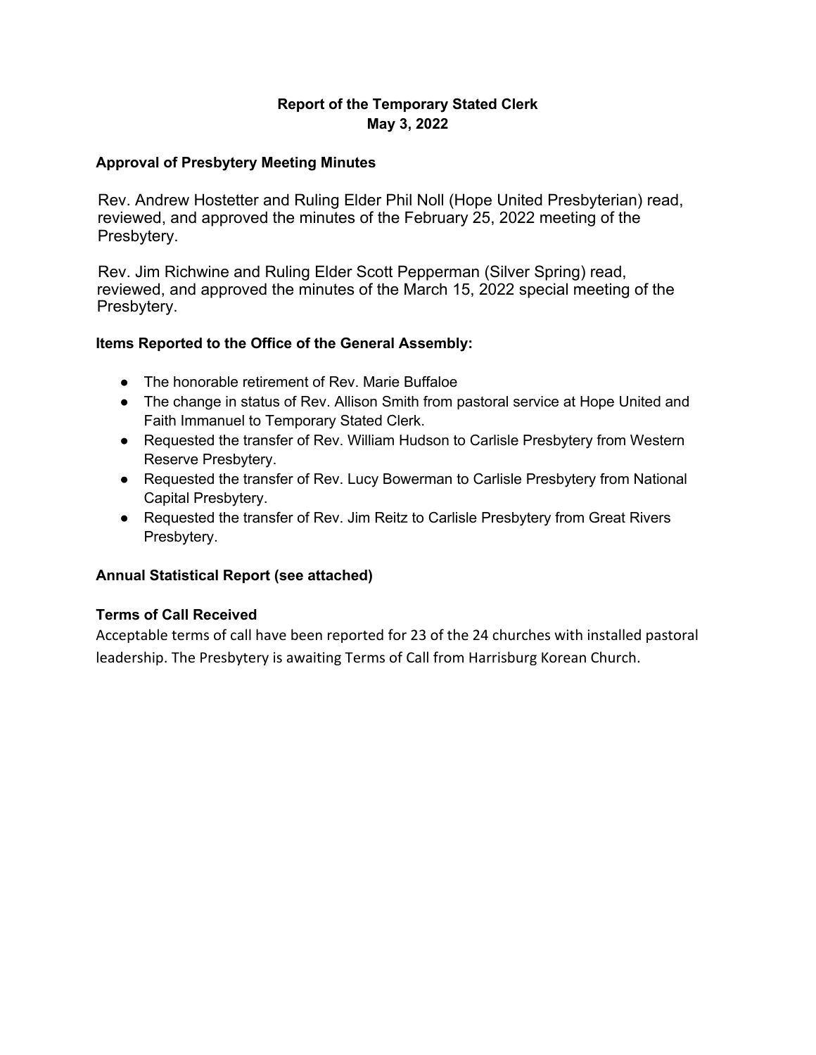# Report of the Temporary Stated Clerk
## May 3, 2022

### Approval of Presbytery Meeting Minutes

Rev. Andrew Hostetter and Ruling Elder Phil Noll (Hope United Presbyterian) read, reviewed, and approved the minutes of the February 25, 2022 meeting of the Presbytery.

Rev. Jim Richwine and Ruling Elder Scott Pepperman (Silver Spring) read, reviewed, and approved the minutes of the March 15, 2022 special meeting of the Presbytery.

### Items Reported to the Office of the General Assembly:

- The honorable retirement of Rev. Marie Buffaloe
- The change in status of Rev. Allison Smith from pastoral service at Hope United and Faith Immanuel to Temporary Stated Clerk.
- Requested the transfer of Rev. William Hudson to Carlisle Presbytery from Western Reserve Presbytery.
- Requested the transfer of Rev. Lucy Bowerman to Carlisle Presbytery from National Capital Presbytery.
- Requested the transfer of Rev. Jim Reitz to Carlisle Presbytery from Great Rivers Presbytery.

### Annual Statistical Report (see attached)

### Terms of Call Received

Acceptable terms of call have been reported for 23 of the 24 churches with installed pastoral leadership. The Presbytery is awaiting Terms of Call from Harrisburg Korean Church.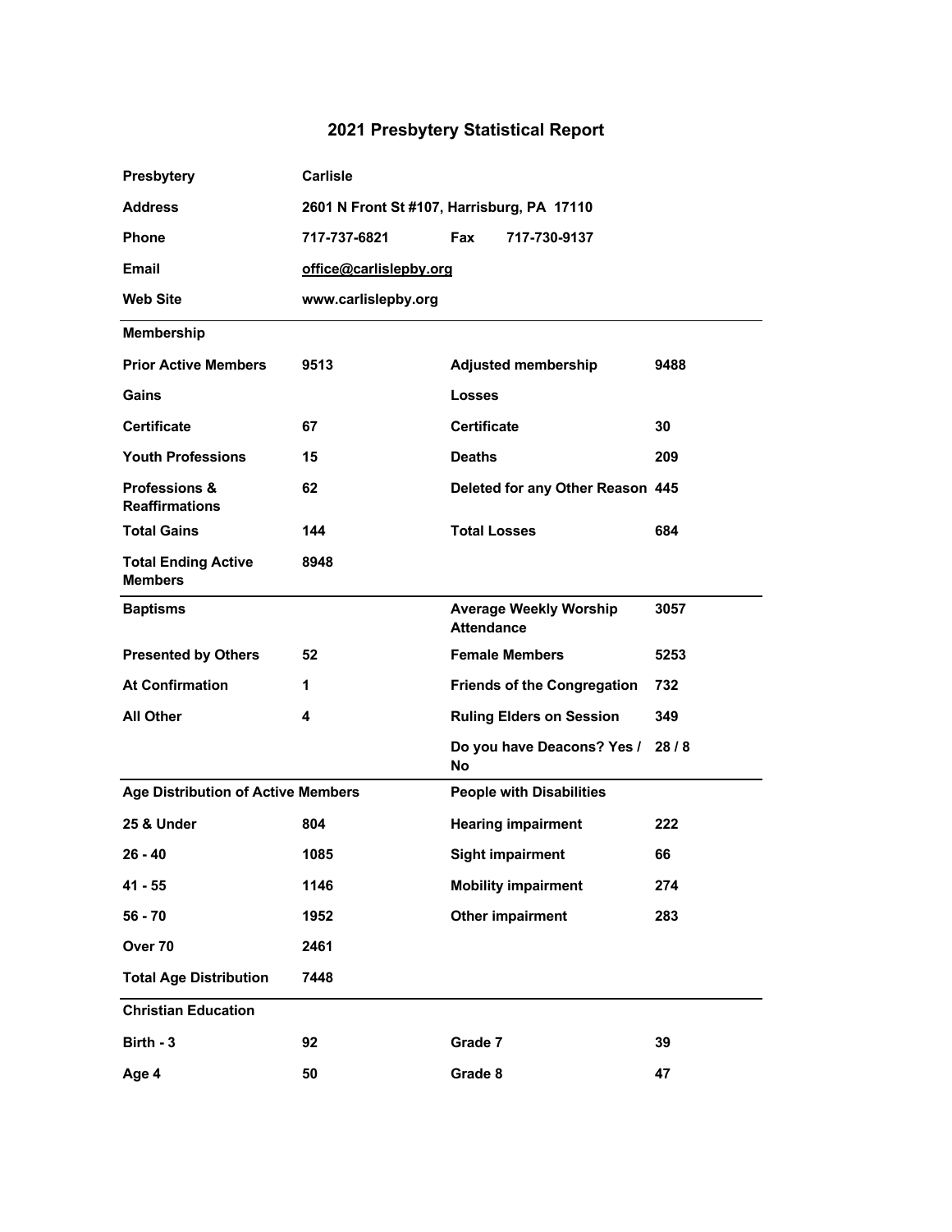# 2021 Presbytery Statistical Report

| | | | |
|---|---|---|---|
| **Presbytery** | **Carlisle** | | |
| **Address** | **2601 N Front St #107, Harrisburg, PA 17110** | | |
| **Phone** | **717-737-6821** | **Fax** | **717-730-9137** |
| **Email** | **office@carlislepby.org** | | |
| **Web Site** | **www.carlislepby.org** | | |

| **Membership** | | | |
|---|---|---|---|
| **Prior Active Members** | **9513** | **Adjusted membership** | **9488** |
| **Gains** | | **Losses** | |
| **Certificate** | **67** | **Certificate** | **30** |
| **Youth Professions** | **15** | **Deaths** | **209** |
| **Professions & Reaffirmations** | **62** | **Deleted for any Other Reason** | **445** |
| **Total Gains** | **144** | **Total Losses** | **684** |
| **Total Ending Active Members** | **8948** | | |

| **Baptisms** | | **Average Weekly Worship Attendance** | **3057** |
|---|---|---|---|
| **Presented by Others** | **52** | **Female Members** | **5253** |
| **At Confirmation** | **1** | **Friends of the Congregation** | **732** |
| **All Other** | **4** | **Ruling Elders on Session** | **349** |
| | | **Do you have Deacons? Yes / No** | **28 / 8** |

| **Age Distribution of Active Members** | | **People with Disabilities** | |
|---|---|---|---|
| **25 & Under** | **804** | **Hearing impairment** | **222** |
| **26 - 40** | **1085** | **Sight impairment** | **66** |
| **41 - 55** | **1146** | **Mobility impairment** | **274** |
| **56 - 70** | **1952** | **Other impairment** | **283** |
| **Over 70** | **2461** | | |
| **Total Age Distribution** | **7448** | | |

| **Christian Education** | | | |
|---|---|---|---|
| **Birth - 3** | **92** | **Grade 7** | **39** |
| **Age 4** | **50** | **Grade 8** | **47** |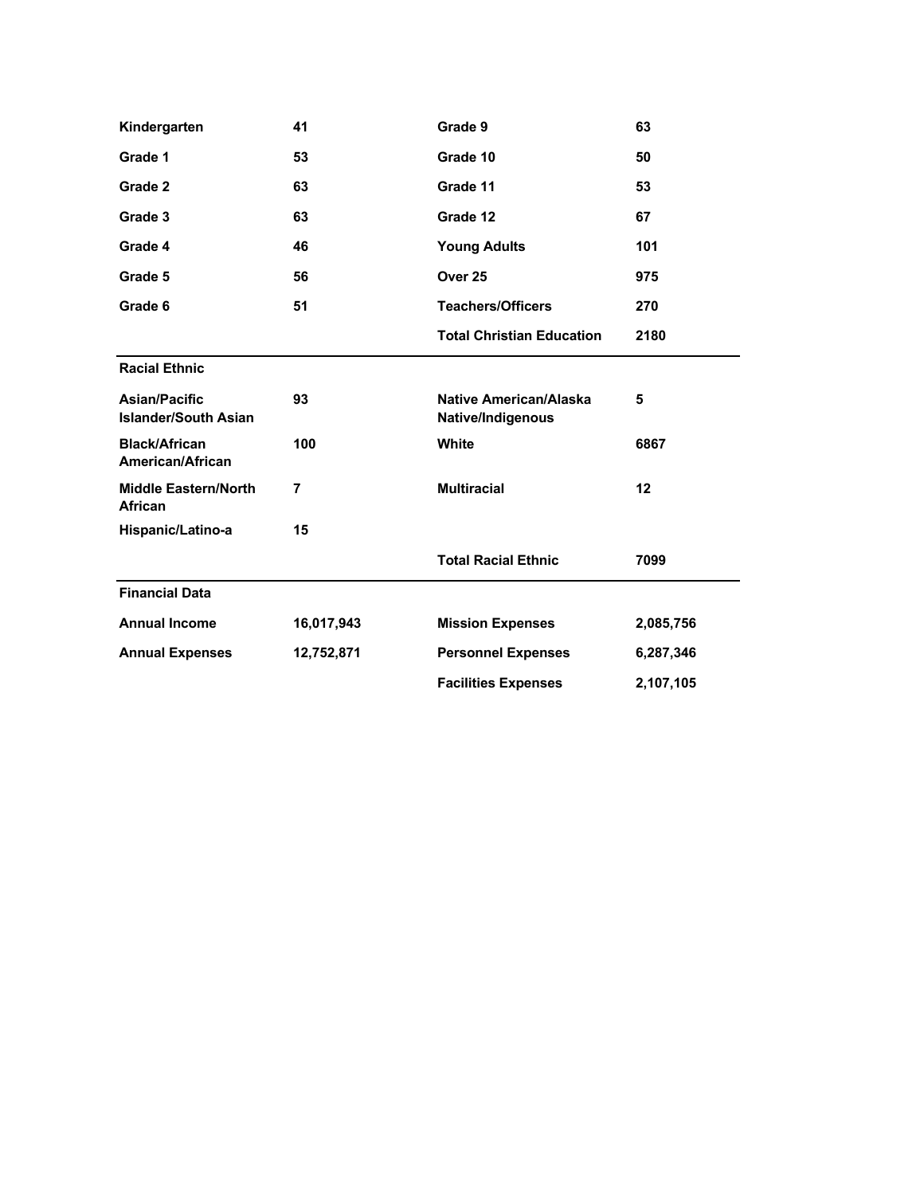| | | | |
|---|---|---|---|
| **Kindergarten** | **41** | **Grade 9** | **63** |
| **Grade 1** | **53** | **Grade 10** | **50** |
| **Grade 2** | **63** | **Grade 11** | **53** |
| **Grade 3** | **63** | **Grade 12** | **67** |
| **Grade 4** | **46** | **Young Adults** | **101** |
| **Grade 5** | **56** | **Over 25** | **975** |
| **Grade 6** | **51** | **Teachers/Officers** | **270** |
| | | **Total Christian Education** | **2180** |

**Racial Ethnic**

| | | | |
|---|---|---|---|
| **Asian/Pacific Islander/South Asian** | **93** | **Native American/Alaska Native/Indigenous** | **5** |
| **Black/African American/African** | **100** | **White** | **6867** |
| **Middle Eastern/North African** | **7** | **Multiracial** | **12** |
| **Hispanic/Latino-a** | **15** | | |
| | | **Total Racial Ethnic** | **7099** |

**Financial Data**

| | | | |
|---|---|---|---|
| **Annual Income** | **16,017,943** | **Mission Expenses** | **2,085,756** |
| **Annual Expenses** | **12,752,871** | **Personnel Expenses** | **6,287,346** |
| | | **Facilities Expenses** | **2,107,105** |